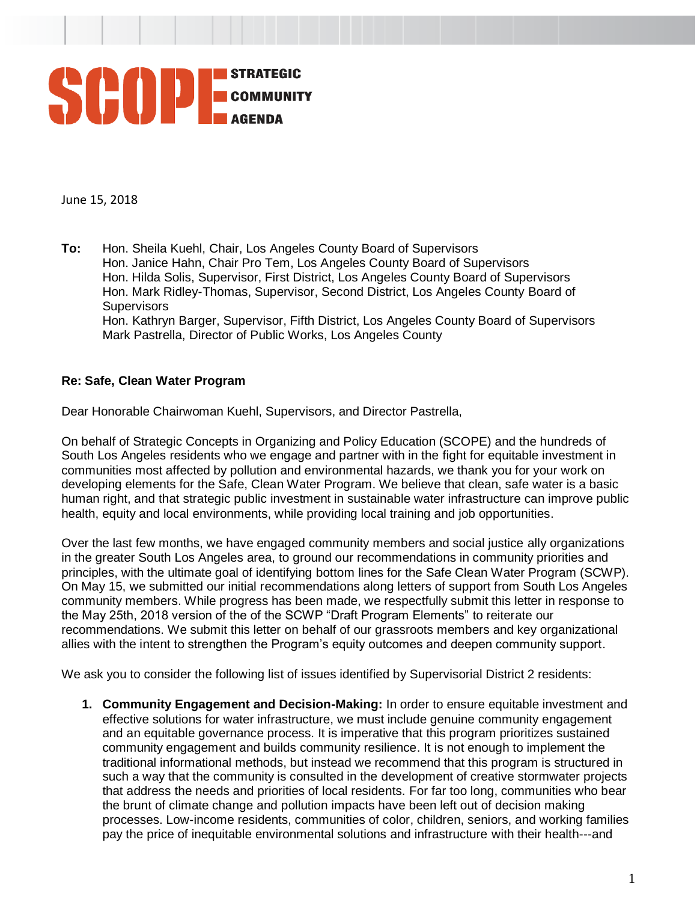**SCOPE** STRATEGIC COMMUNITY AGENDA

June 15, 2018

**To:** Hon. Sheila Kuehl, Chair, Los Angeles County Board of Supervisors
Hon. Janice Hahn, Chair Pro Tem, Los Angeles County Board of Supervisors
Hon. Hilda Solis, Supervisor, First District, Los Angeles County Board of Supervisors
Hon. Mark Ridley-Thomas, Supervisor, Second District, Los Angeles County Board of Supervisors
Hon. Kathryn Barger, Supervisor, Fifth District, Los Angeles County Board of Supervisors
Mark Pastrella, Director of Public Works, Los Angeles County

**Re: Safe, Clean Water Program**

Dear Honorable Chairwoman Kuehl, Supervisors, and Director Pastrella,

On behalf of Strategic Concepts in Organizing and Policy Education (SCOPE) and the hundreds of South Los Angeles residents who we engage and partner with in the fight for equitable investment in communities most affected by pollution and environmental hazards, we thank you for your work on developing elements for the Safe, Clean Water Program. We believe that clean, safe water is a basic human right, and that strategic public investment in sustainable water infrastructure can improve public health, equity and local environments, while providing local training and job opportunities.

Over the last few months, we have engaged community members and social justice ally organizations in the greater South Los Angeles area, to ground our recommendations in community priorities and principles, with the ultimate goal of identifying bottom lines for the Safe Clean Water Program (SCWP). On May 15, we submitted our initial recommendations along letters of support from South Los Angeles community members. While progress has been made, we respectfully submit this letter in response to the May 25th, 2018 version of the of the SCWP "Draft Program Elements" to reiterate our recommendations. We submit this letter on behalf of our grassroots members and key organizational allies with the intent to strengthen the Program's equity outcomes and deepen community support.

We ask you to consider the following list of issues identified by Supervisorial District 2 residents:

1. **Community Engagement and Decision-Making:** In order to ensure equitable investment and effective solutions for water infrastructure, we must include genuine community engagement and an equitable governance process. It is imperative that this program prioritizes sustained community engagement and builds community resilience. It is not enough to implement the traditional informational methods, but instead we recommend that this program is structured in such a way that the community is consulted in the development of creative stormwater projects that address the needs and priorities of local residents. For far too long, communities who bear the brunt of climate change and pollution impacts have been left out of decision making processes. Low-income residents, communities of color, children, seniors, and working families pay the price of inequitable environmental solutions and infrastructure with their health---and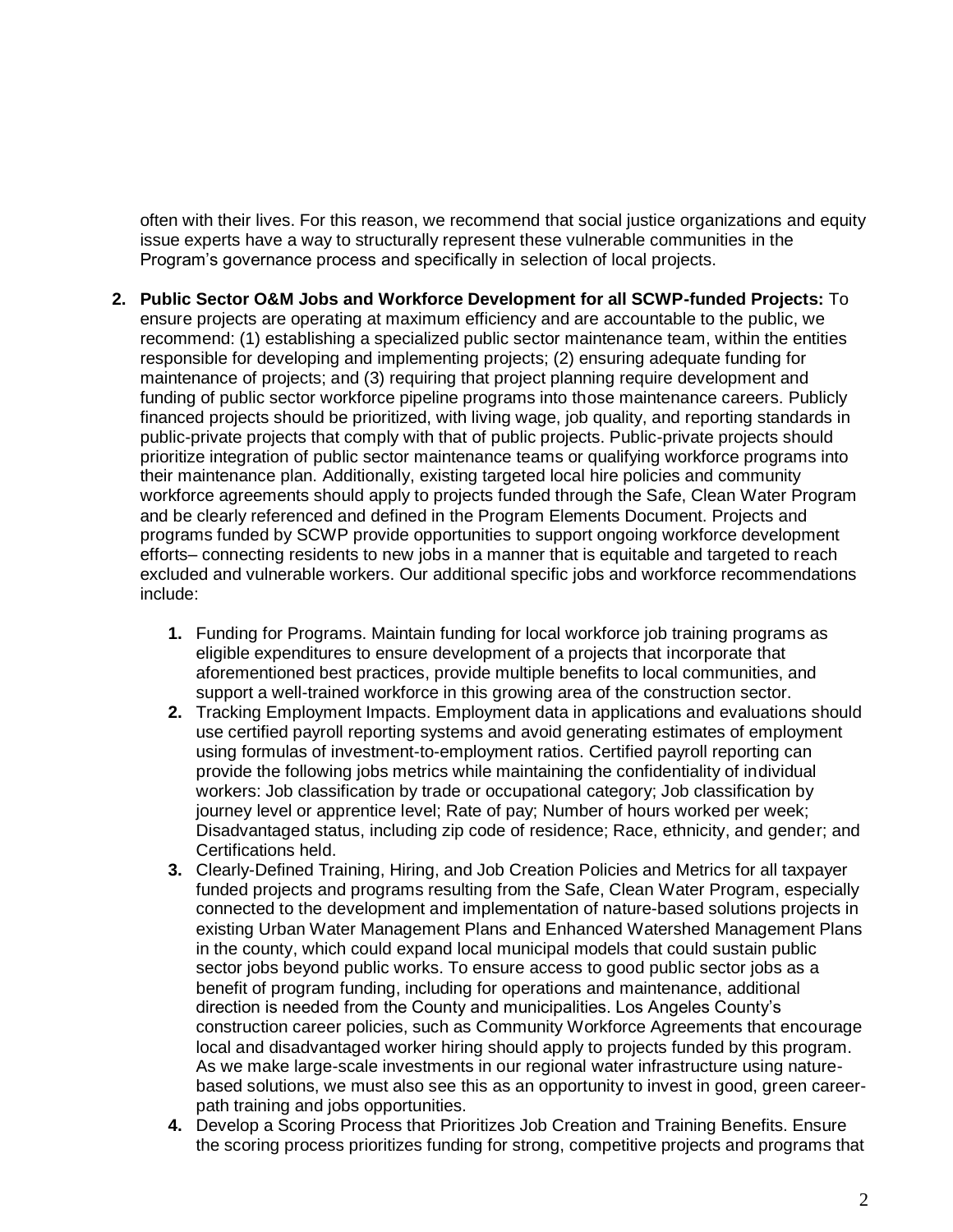often with their lives. For this reason, we recommend that social justice organizations and equity issue experts have a way to structurally represent these vulnerable communities in the Program's governance process and specifically in selection of local projects.

2. **Public Sector O&M Jobs and Workforce Development for all SCWP-funded Projects:** To ensure projects are operating at maximum efficiency and are accountable to the public, we recommend: (1) establishing a specialized public sector maintenance team, within the entities responsible for developing and implementing projects; (2) ensuring adequate funding for maintenance of projects; and (3) requiring that project planning require development and funding of public sector workforce pipeline programs into those maintenance careers. Publicly financed projects should be prioritized, with living wage, job quality, and reporting standards in public-private projects that comply with that of public projects. Public-private projects should prioritize integration of public sector maintenance teams or qualifying workforce programs into their maintenance plan. Additionally, existing targeted local hire policies and community workforce agreements should apply to projects funded through the Safe, Clean Water Program and be clearly referenced and defined in the Program Elements Document. Projects and programs funded by SCWP provide opportunities to support ongoing workforce development efforts– connecting residents to new jobs in a manner that is equitable and targeted to reach excluded and vulnerable workers. Our additional specific jobs and workforce recommendations include:

    1. Funding for Programs. Maintain funding for local workforce job training programs as eligible expenditures to ensure development of a projects that incorporate that aforementioned best practices, provide multiple benefits to local communities, and support a well-trained workforce in this growing area of the construction sector.
    2. Tracking Employment Impacts. Employment data in applications and evaluations should use certified payroll reporting systems and avoid generating estimates of employment using formulas of investment-to-employment ratios. Certified payroll reporting can provide the following jobs metrics while maintaining the confidentiality of individual workers: Job classification by trade or occupational category; Job classification by journey level or apprentice level; Rate of pay; Number of hours worked per week; Disadvantaged status, including zip code of residence; Race, ethnicity, and gender; and Certifications held.
    3. Clearly-Defined Training, Hiring, and Job Creation Policies and Metrics for all taxpayer funded projects and programs resulting from the Safe, Clean Water Program, especially connected to the development and implementation of nature-based solutions projects in existing Urban Water Management Plans and Enhanced Watershed Management Plans in the county, which could expand local municipal models that could sustain public sector jobs beyond public works. To ensure access to good public sector jobs as a benefit of program funding, including for operations and maintenance, additional direction is needed from the County and municipalities. Los Angeles County's construction career policies, such as Community Workforce Agreements that encourage local and disadvantaged worker hiring should apply to projects funded by this program. As we make large-scale investments in our regional water infrastructure using nature-based solutions, we must also see this as an opportunity to invest in good, green career-path training and jobs opportunities.
    4. Develop a Scoring Process that Prioritizes Job Creation and Training Benefits. Ensure the scoring process prioritizes funding for strong, competitive projects and programs that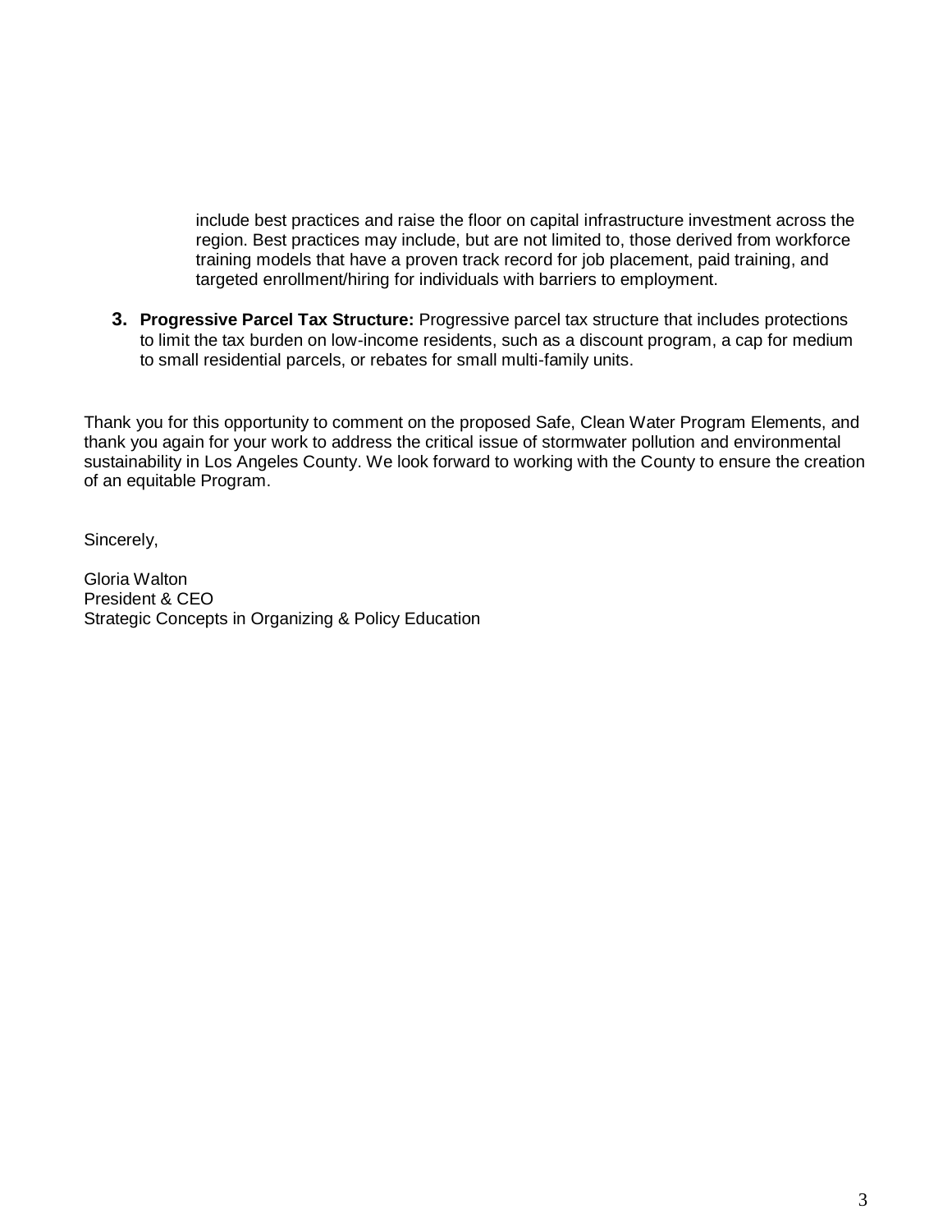include best practices and raise the floor on capital infrastructure investment across the region. Best practices may include, but are not limited to, those derived from workforce training models that have a proven track record for job placement, paid training, and targeted enrollment/hiring for individuals with barriers to employment.

3. **Progressive Parcel Tax Structure:** Progressive parcel tax structure that includes protections to limit the tax burden on low-income residents, such as a discount program, a cap for medium to small residential parcels, or rebates for small multi-family units.

Thank you for this opportunity to comment on the proposed Safe, Clean Water Program Elements, and thank you again for your work to address the critical issue of stormwater pollution and environmental sustainability in Los Angeles County. We look forward to working with the County to ensure the creation of an equitable Program.

Sincerely,

Gloria Walton
President & CEO
Strategic Concepts in Organizing & Policy Education